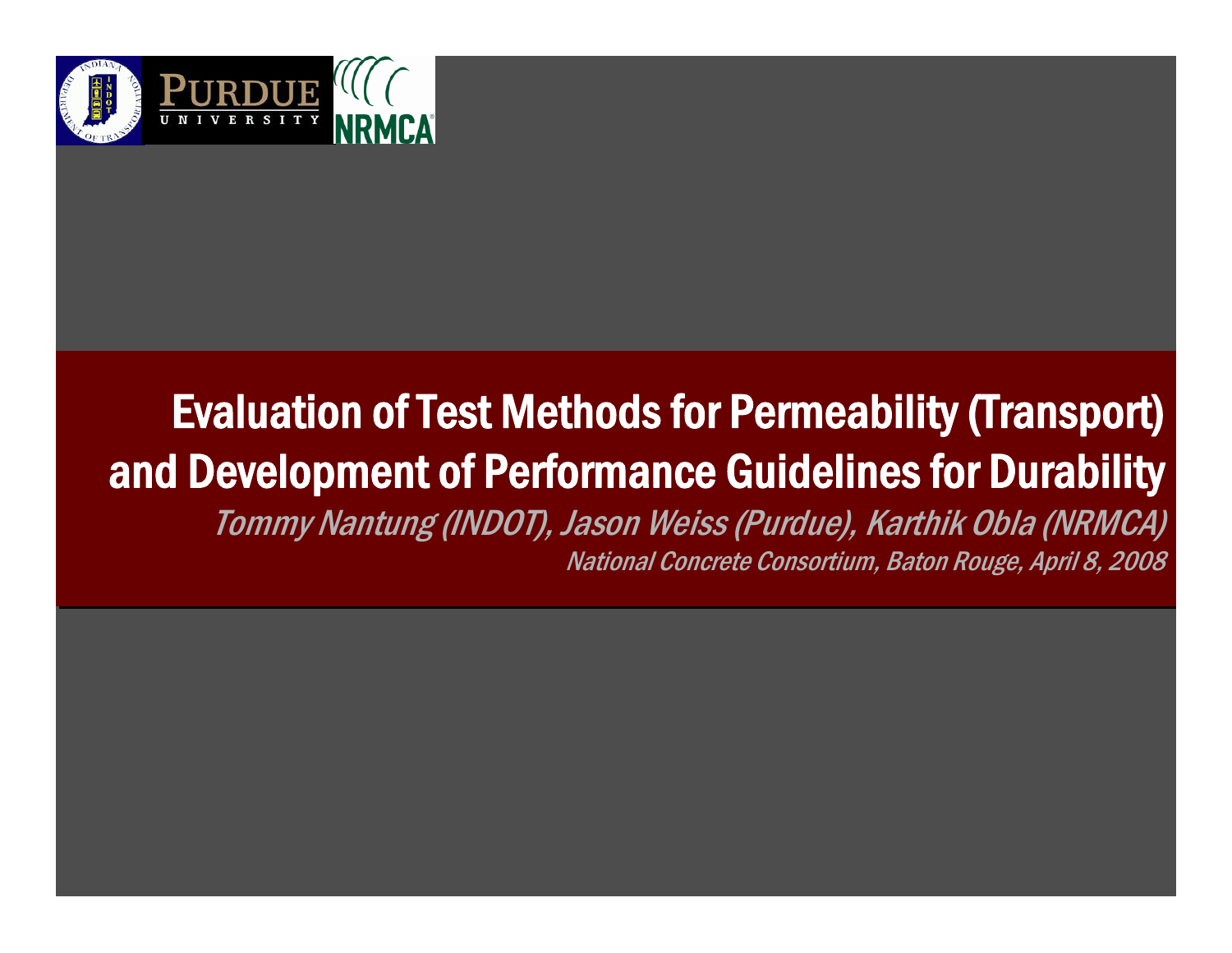# Evaluation of Test Methods for Permeability (Transport) and Development of Performance Guidelines for Durability

*Tommy Nantung (INDOT), Jason Weiss (Purdue), Karthik Obla (NRMCA)*

*National Concrete Consortium, Baton Rouge, April 8, 2008*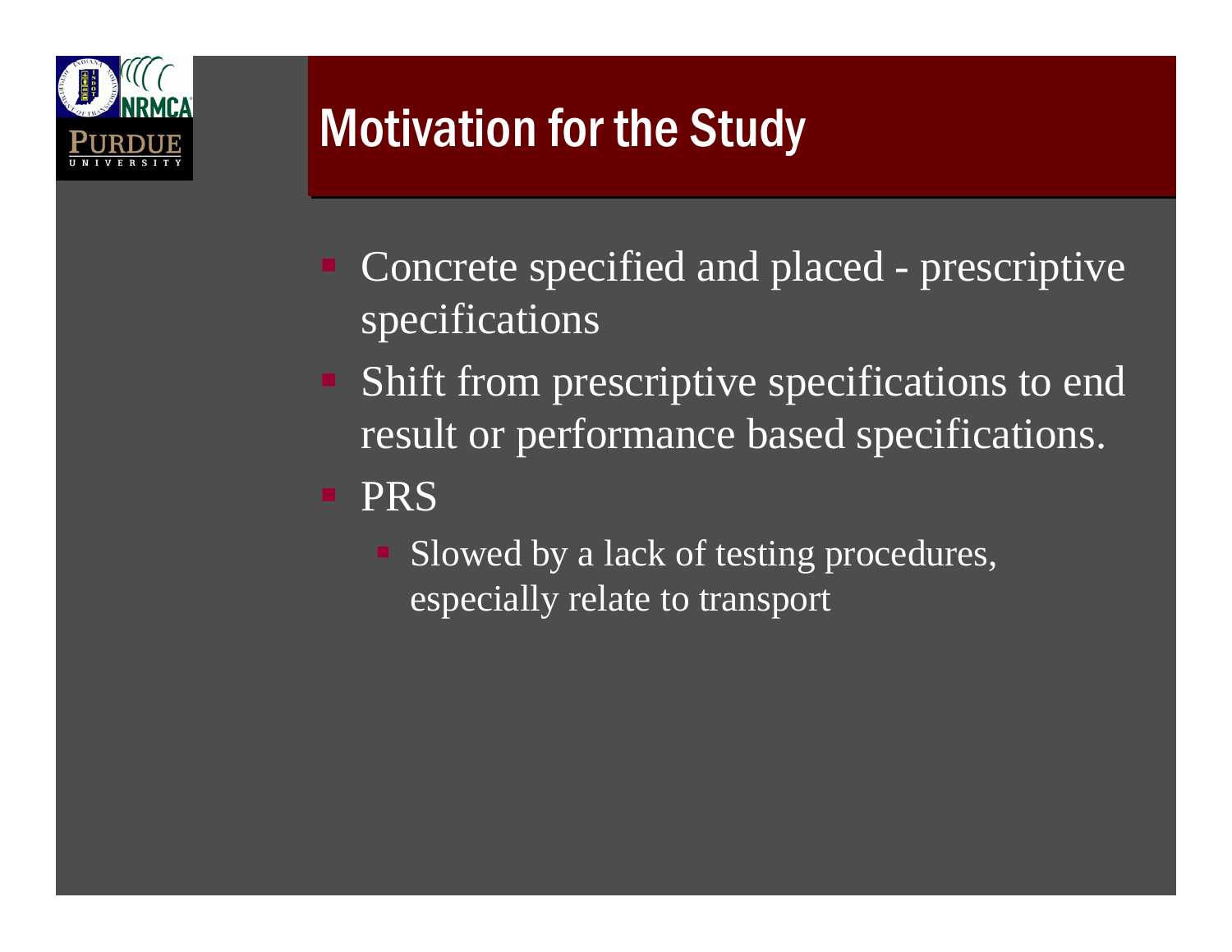# Motivation for the Study

- Concrete specified and placed - prescriptive specifications
- Shift from prescriptive specifications to end result or performance based specifications.
- PRS
  - Slowed by a lack of testing procedures, especially relate to transport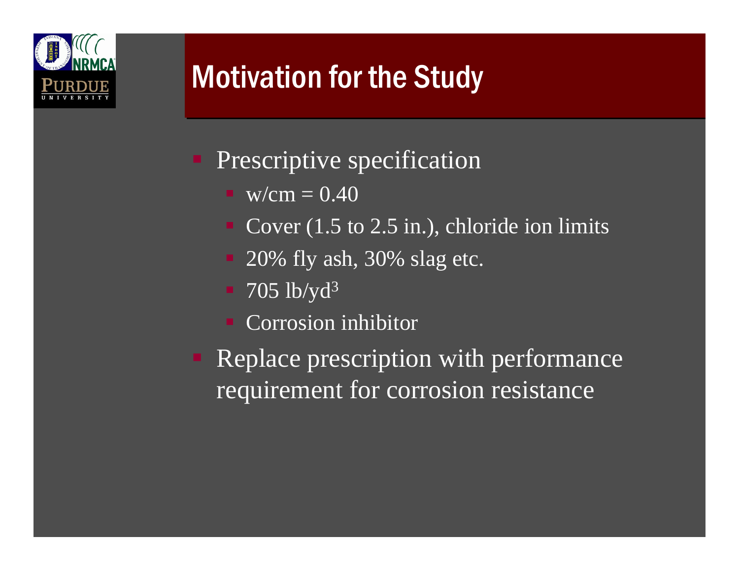# Motivation for the Study

- Prescriptive specification
  - w/cm = 0.40
  - Cover (1.5 to 2.5 in.), chloride ion limits
  - 20% fly ash, 30% slag etc.
  - 705 lb/yd$^3$
  - Corrosion inhibitor
- Replace prescription with performance requirement for corrosion resistance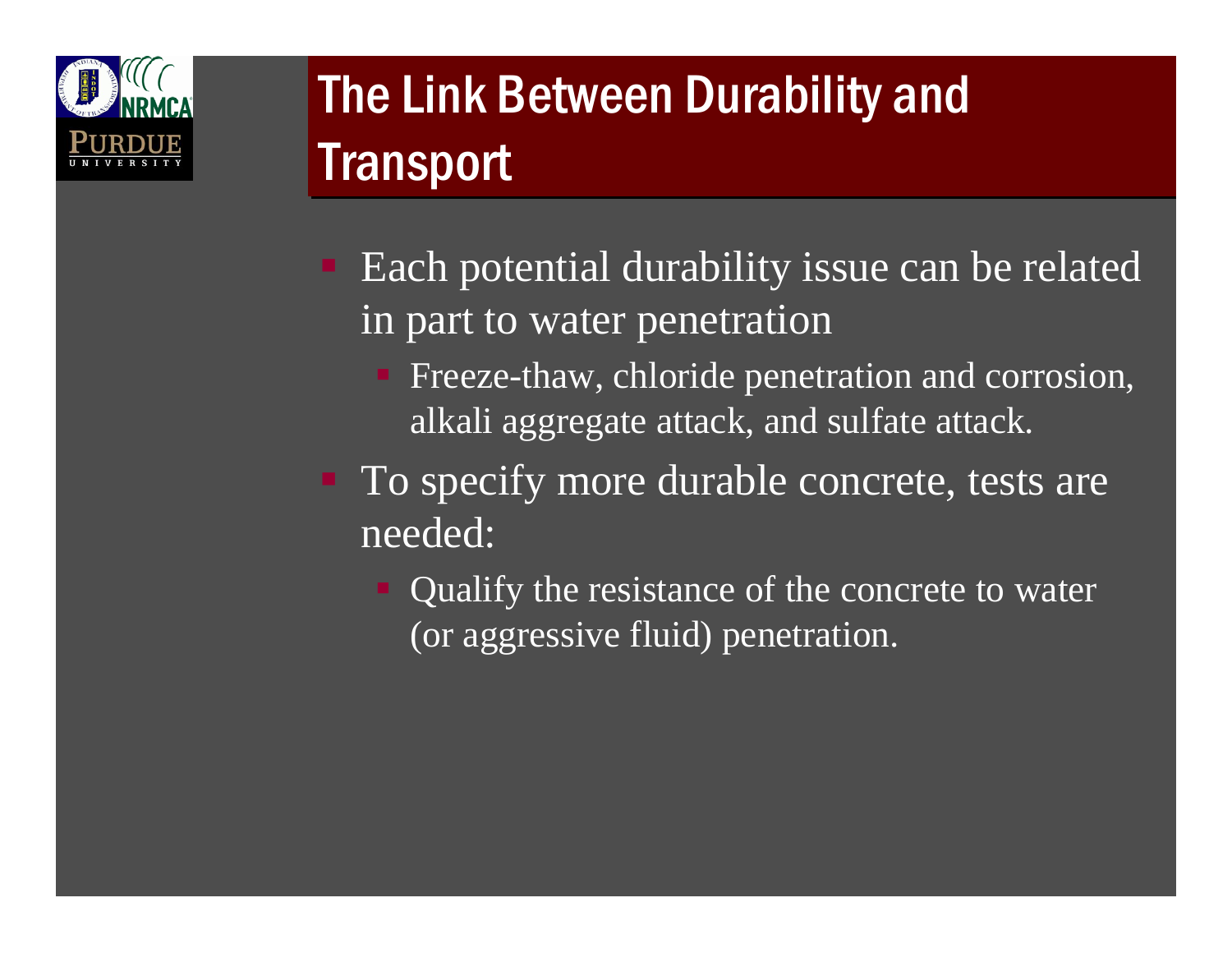# The Link Between Durability and Transport

- Each potential durability issue can be related in part to water penetration
  - Freeze-thaw, chloride penetration and corrosion, alkali aggregate attack, and sulfate attack.
- To specify more durable concrete, tests are needed:
  - Qualify the resistance of the concrete to water (or aggressive fluid) penetration.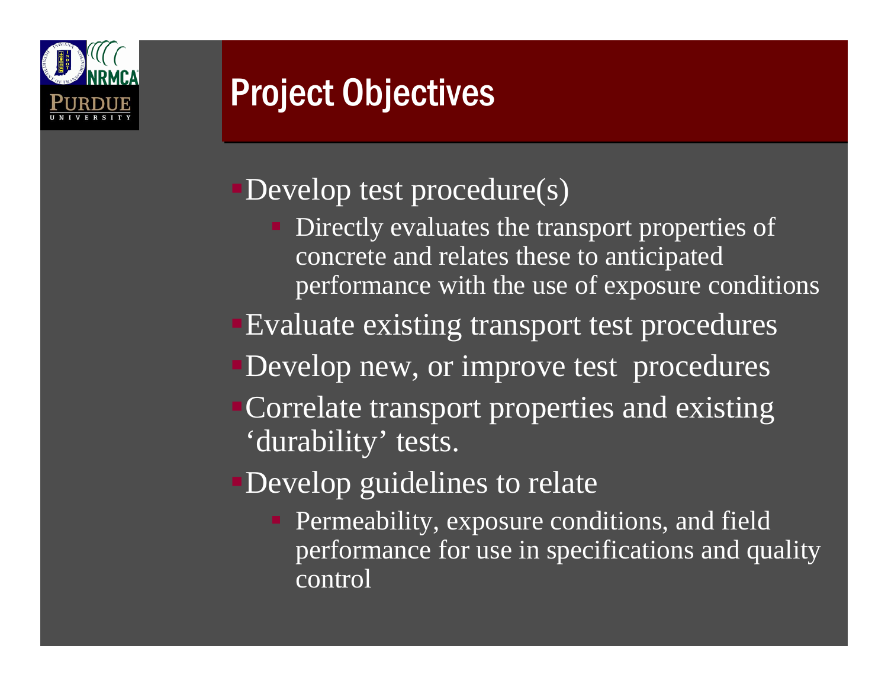# Project Objectives

- Develop test procedure(s)
  - Directly evaluates the transport properties of concrete and relates these to anticipated performance with the use of exposure conditions
- Evaluate existing transport test procedures
- Develop new, or improve test procedures
- Correlate transport properties and existing ‘durability’ tests.
- Develop guidelines to relate
  - Permeability, exposure conditions, and field performance for use in specifications and quality control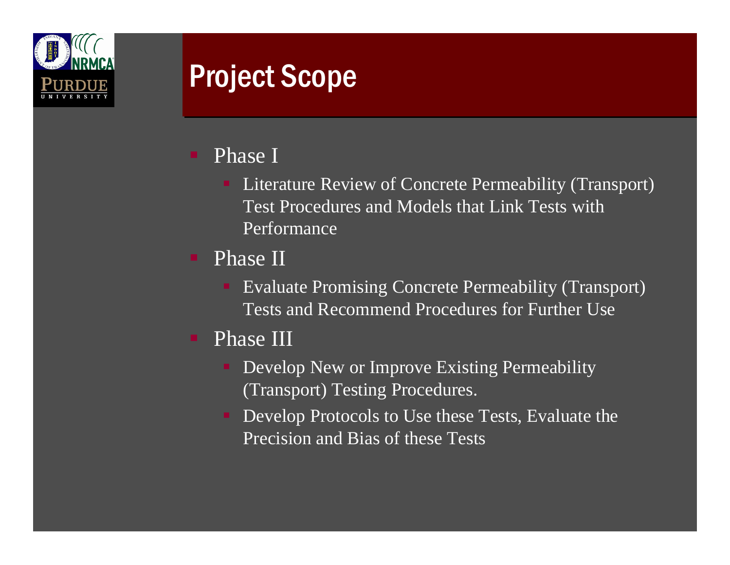# Project Scope

- Phase I
  - Literature Review of Concrete Permeability (Transport) Test Procedures and Models that Link Tests with Performance
- Phase II
  - Evaluate Promising Concrete Permeability (Transport) Tests and Recommend Procedures for Further Use
- Phase III
  - Develop New or Improve Existing Permeability (Transport) Testing Procedures.
  - Develop Protocols to Use these Tests, Evaluate the Precision and Bias of these Tests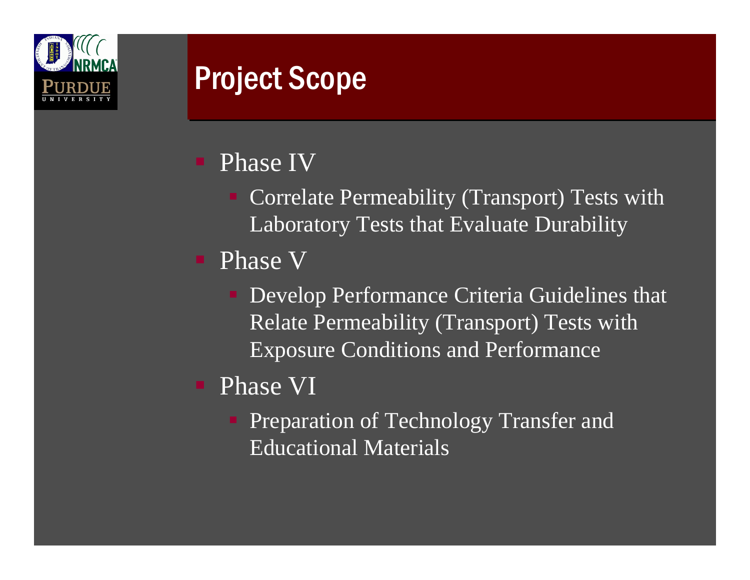# Project Scope

- Phase IV
  - Correlate Permeability (Transport) Tests with Laboratory Tests that Evaluate Durability
- Phase V
  - Develop Performance Criteria Guidelines that Relate Permeability (Transport) Tests with Exposure Conditions and Performance
- Phase VI
  - Preparation of Technology Transfer and Educational Materials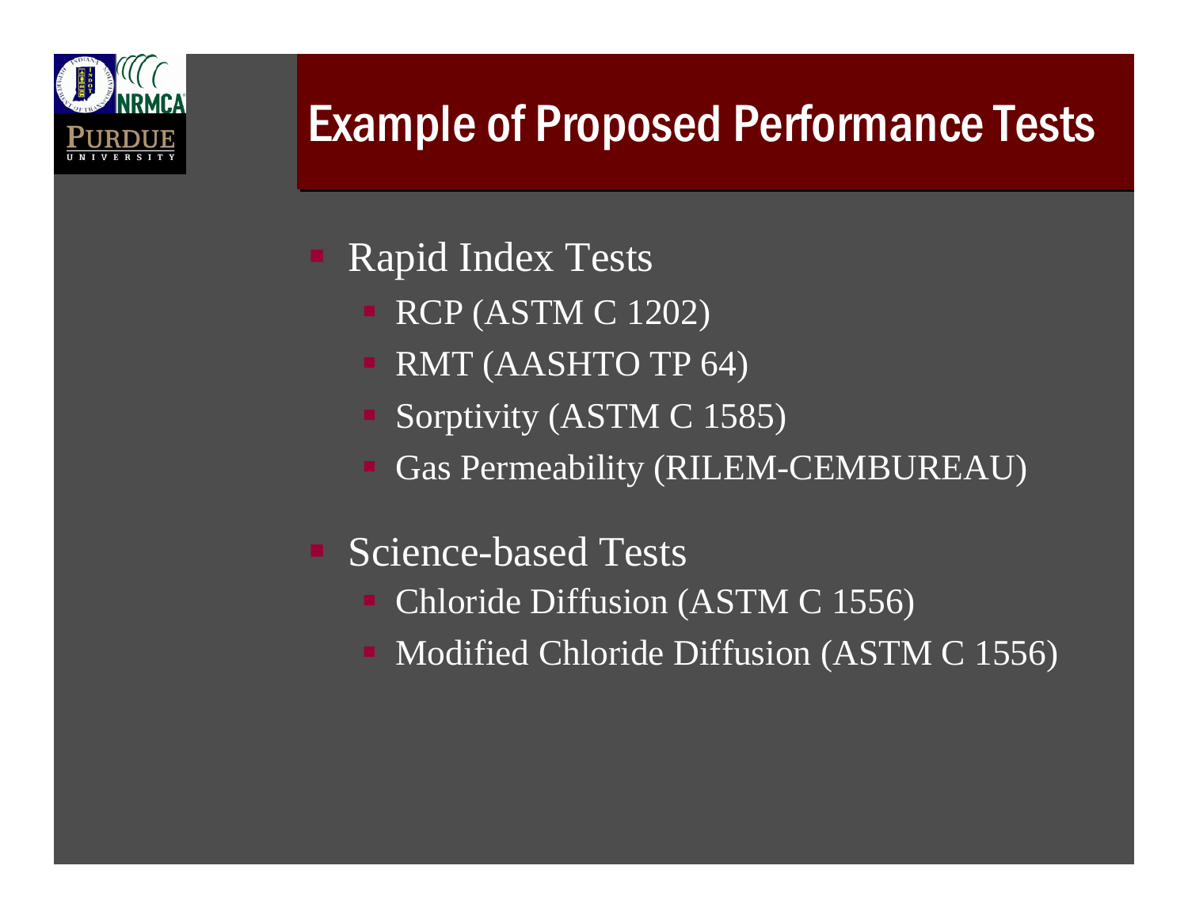# Example of Proposed Performance Tests

- Rapid Index Tests
  - RCP (ASTM C 1202)
  - RMT (AASHTO TP 64)
  - Sorptivity (ASTM C 1585)
  - Gas Permeability (RILEM-CEMBUREAU)
- Science-based Tests
  - Chloride Diffusion (ASTM C 1556)
  - Modified Chloride Diffusion (ASTM C 1556)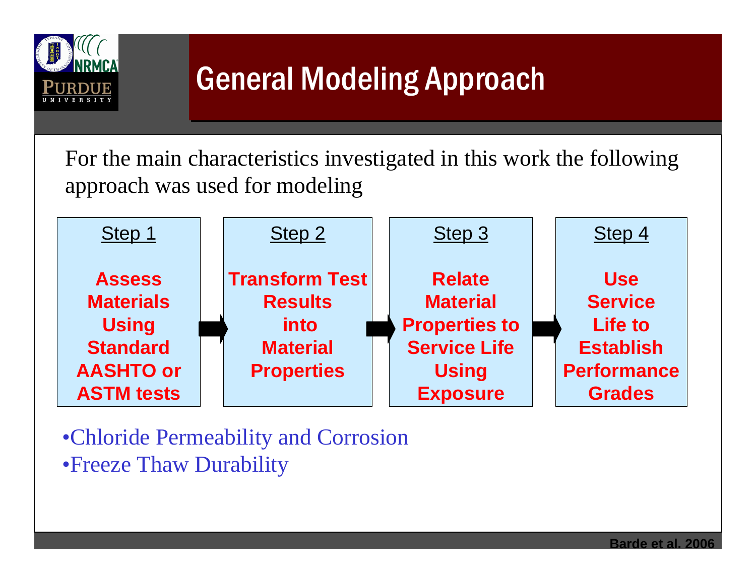# General Modeling Approach

For the main characteristics investigated in this work the following approach was used for modeling

**Step 1**: Assess Materials Using Standard AASHTO or ASTM tests →

**Step 2**: Transform Test Results into Material Properties →

**Step 3**: Relate Material Properties to Service Life Using Exposure →

**Step 4**: Use Service Life to Establish Performance Grades

- Chloride Permeability and Corrosion
- Freeze Thaw Durability

Barde et al. 2006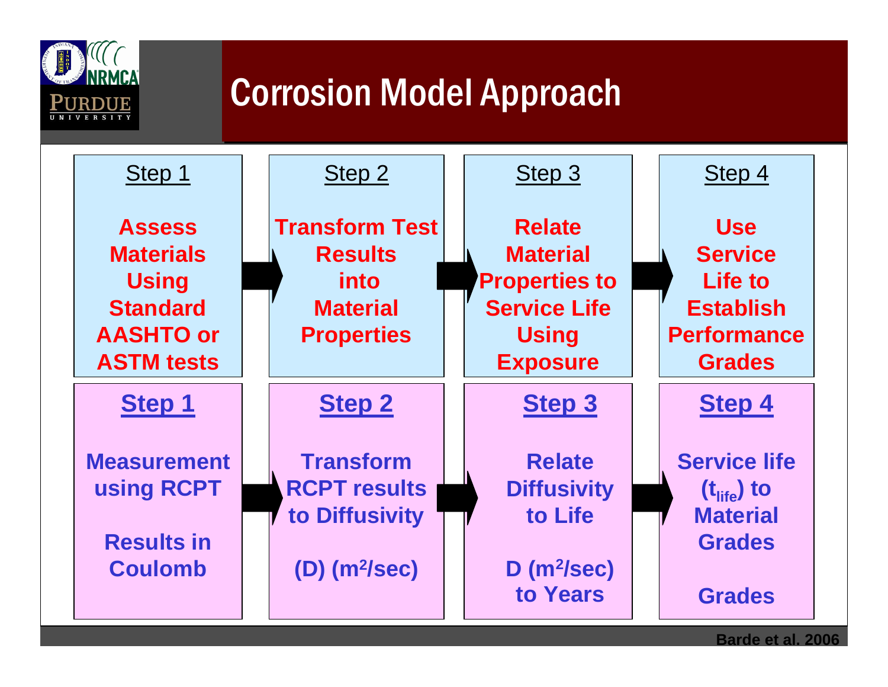# Corrosion Model Approach

| Step 1 | Step 2 | Step 3 | Step 4 |
|---|---|---|---|
| **Assess Materials Using Standard AASHTO or ASTM tests** | **Transform Test Results into Material Properties** | **Relate Material Properties to Service Life Using Exposure** | **Use Service Life to Establish Performance Grades** |
| **Step 1** | **Step 2** | **Step 3** | **Step 4** |
| **Measurement using RCPT**<br><br>**Results in Coulomb** | **Transform RCPT results to Diffusivity**<br><br>**(D) ($m^2$/sec)** | **Relate Diffusivity to Life**<br><br>**D ($m^2$/sec) to Years** | **Service life ($t_{life}$) to Material Grades**<br><br>**Grades** |

Barde et al. 2006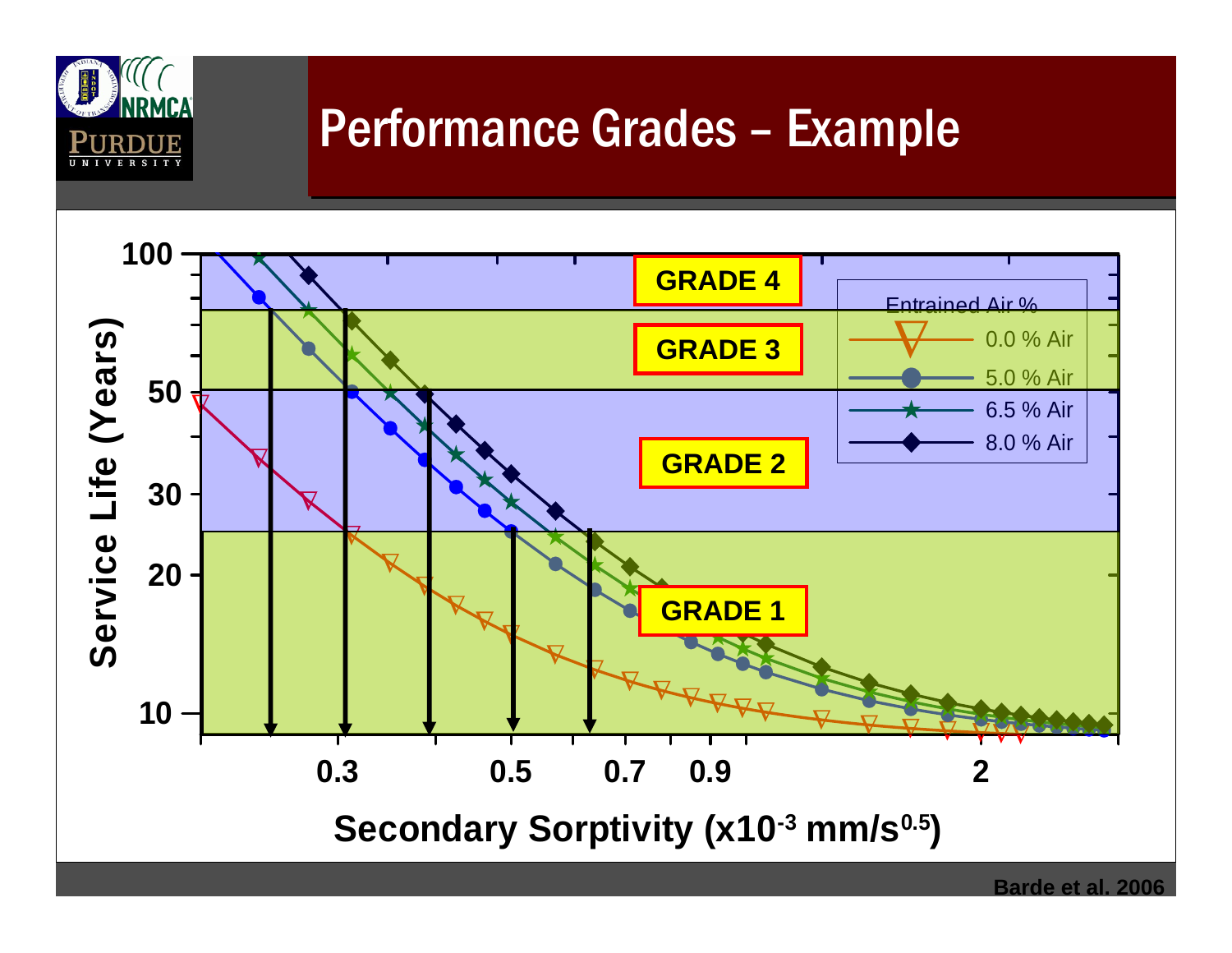# Performance Grades – Example

Entrained Air %
- 0.0 % Air
- 5.0 % Air
- 6.5 % Air
- 8.0 % Air

GRADE 4

GRADE 3

GRADE 2

GRADE 1

Service Life (Years)

Secondary Sorptivity ($\times 10^{-3}$ mm/s$^{0.5}$)

Barde et al. 2006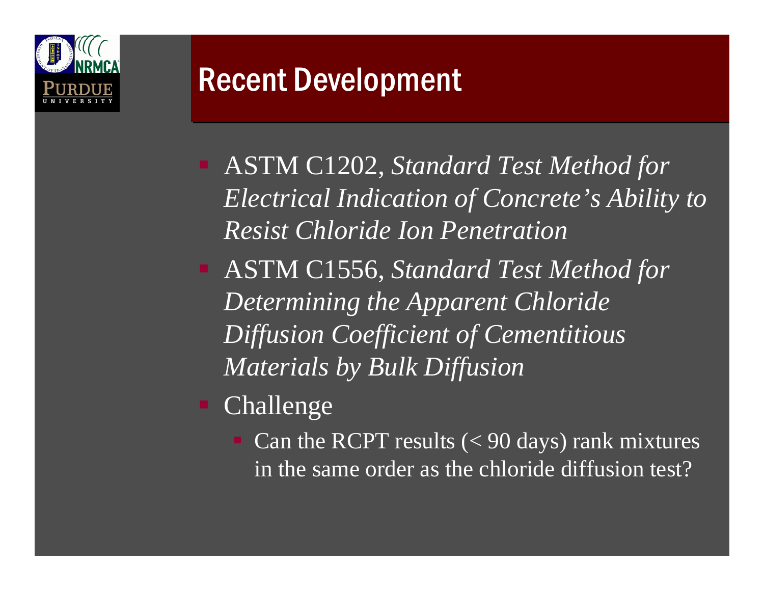## Recent Development

- ASTM C1202, *Standard Test Method for Electrical Indication of Concrete's Ability to Resist Chloride Ion Penetration*
- ASTM C1556, *Standard Test Method for Determining the Apparent Chloride Diffusion Coefficient of Cementitious Materials by Bulk Diffusion*
- Challenge
  - Can the RCPT results (< 90 days) rank mixtures in the same order as the chloride diffusion test?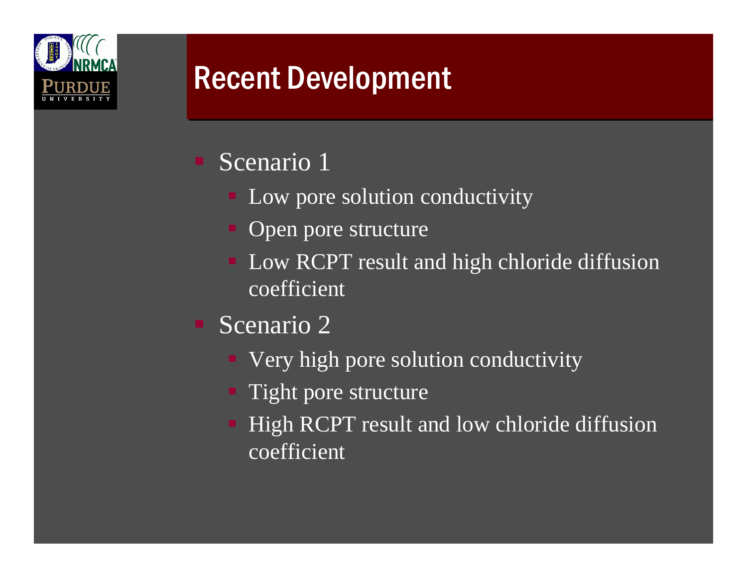# Recent Development

- Scenario 1
  - Low pore solution conductivity
  - Open pore structure
  - Low RCPT result and high chloride diffusion coefficient
- Scenario 2
  - Very high pore solution conductivity
  - Tight pore structure
  - High RCPT result and low chloride diffusion coefficient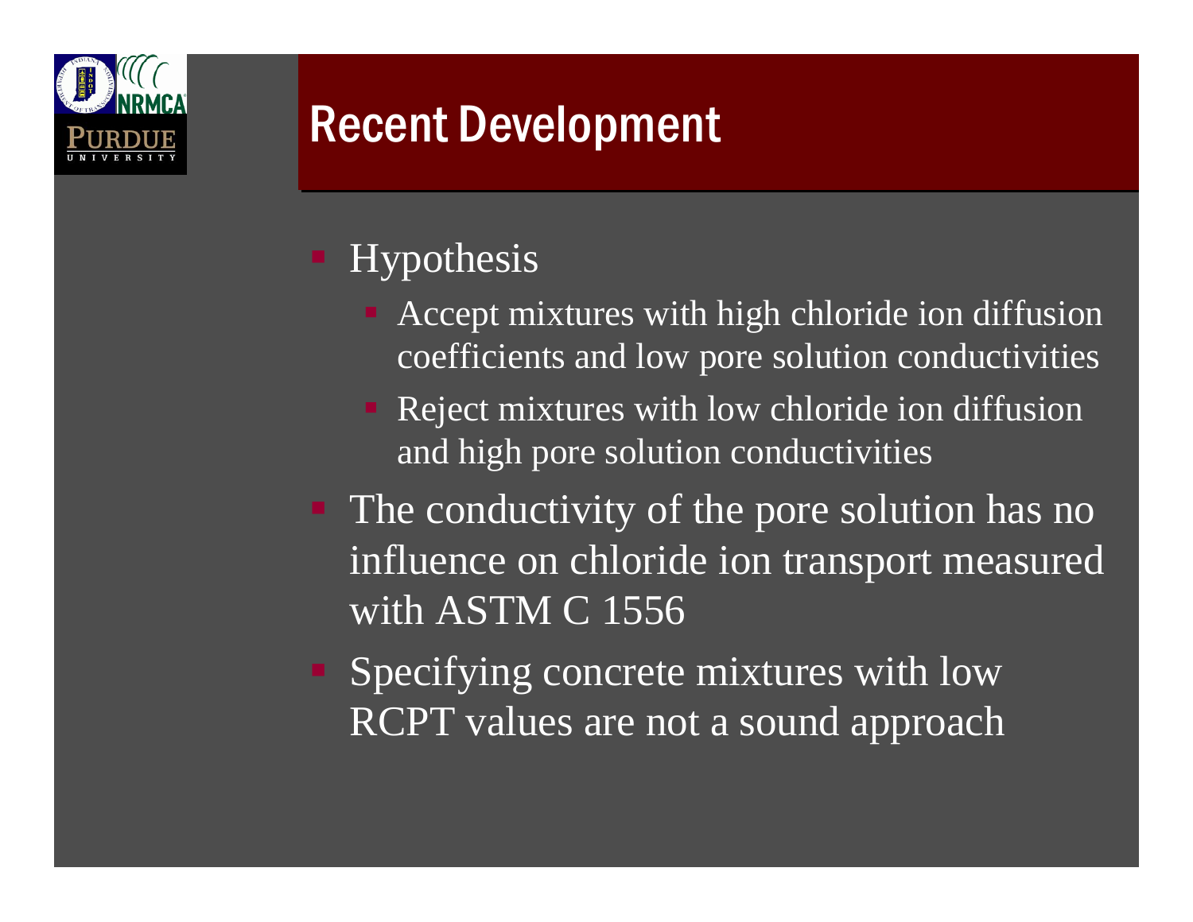# Recent Development

- Hypothesis
  - Accept mixtures with high chloride ion diffusion coefficients and low pore solution conductivities
  - Reject mixtures with low chloride ion diffusion and high pore solution conductivities
- The conductivity of the pore solution has no influence on chloride ion transport measured with ASTM C 1556
- Specifying concrete mixtures with low RCPT values are not a sound approach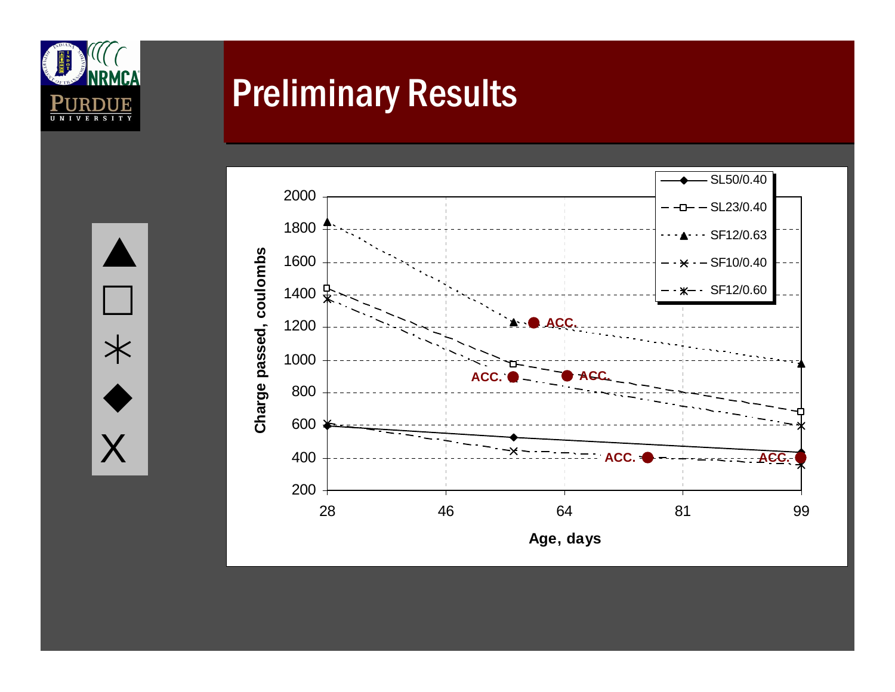# Preliminary Results

Charge passed, coulombs

Age, days

SL50/0.40

SL23/0.40

SF12/0.63

SF10/0.40

SF12/0.60

ACC.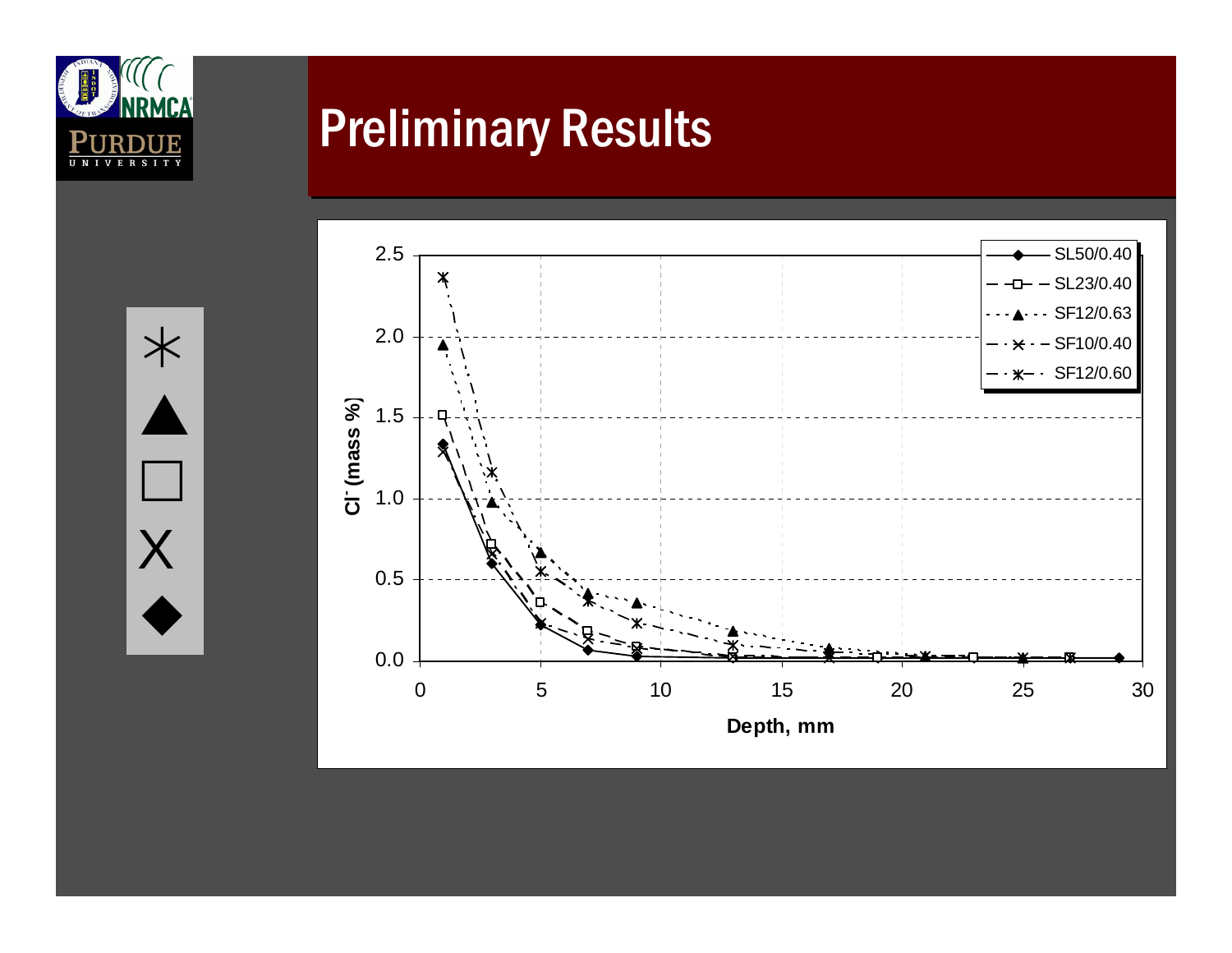# Preliminary Results

SL50/0.40
SL23/0.40
SF12/0.63
SF10/0.40
SF12/0.60

$Cl^-$ (mass %)

Depth, mm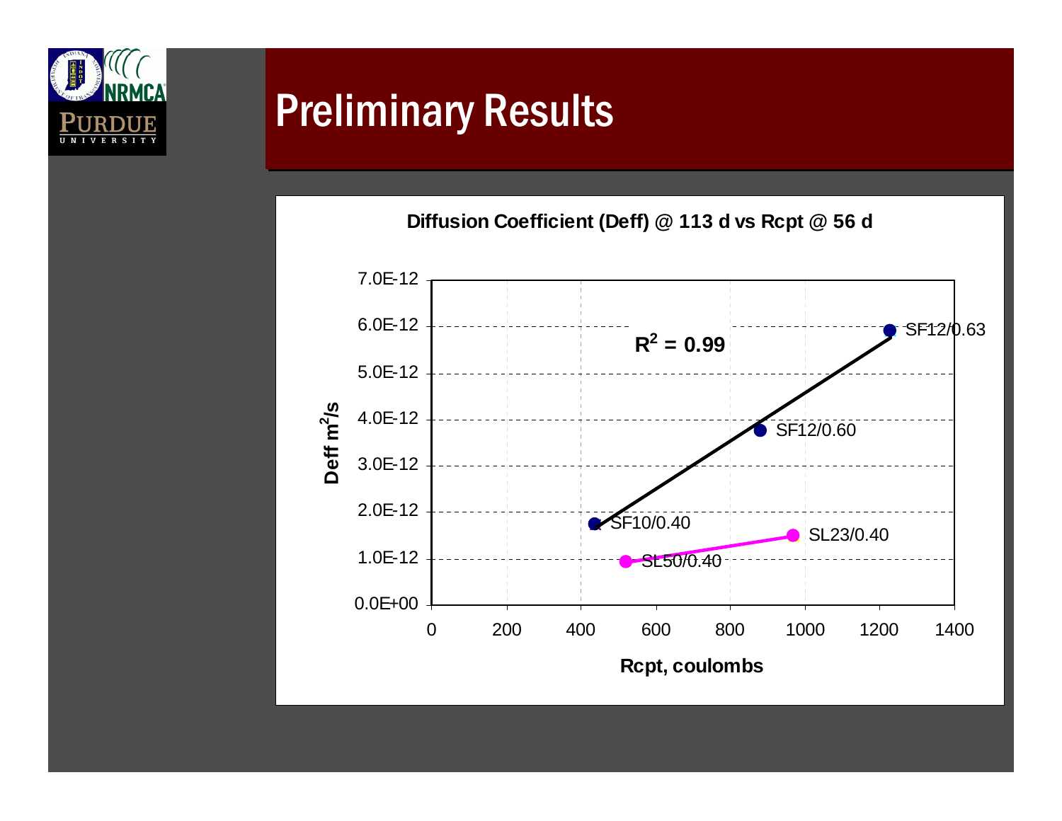# Preliminary Results

**Diffusion Coefficient (Deff) @ 113 d vs Rcpt @ 56 d**

$R^2 = 0.99$

| Mix | Rcpt, coulombs | Deff $m^2/s$ |
|---|---|---|
| SF10/0.40 | ~440 | ~1.75E-12 |
| SF12/0.60 | ~880 | ~3.8E-12 |
| SF12/0.63 | ~1230 | ~5.9E-12 |
| SL50/0.40 | ~520 | ~0.95E-12 |
| SL23/0.40 | ~970 | ~1.5E-12 |

Y-axis: Deff $m^2/s$ (0.0E+00 to 7.0E-12)

X-axis: Rcpt, coulombs (0 to 1400)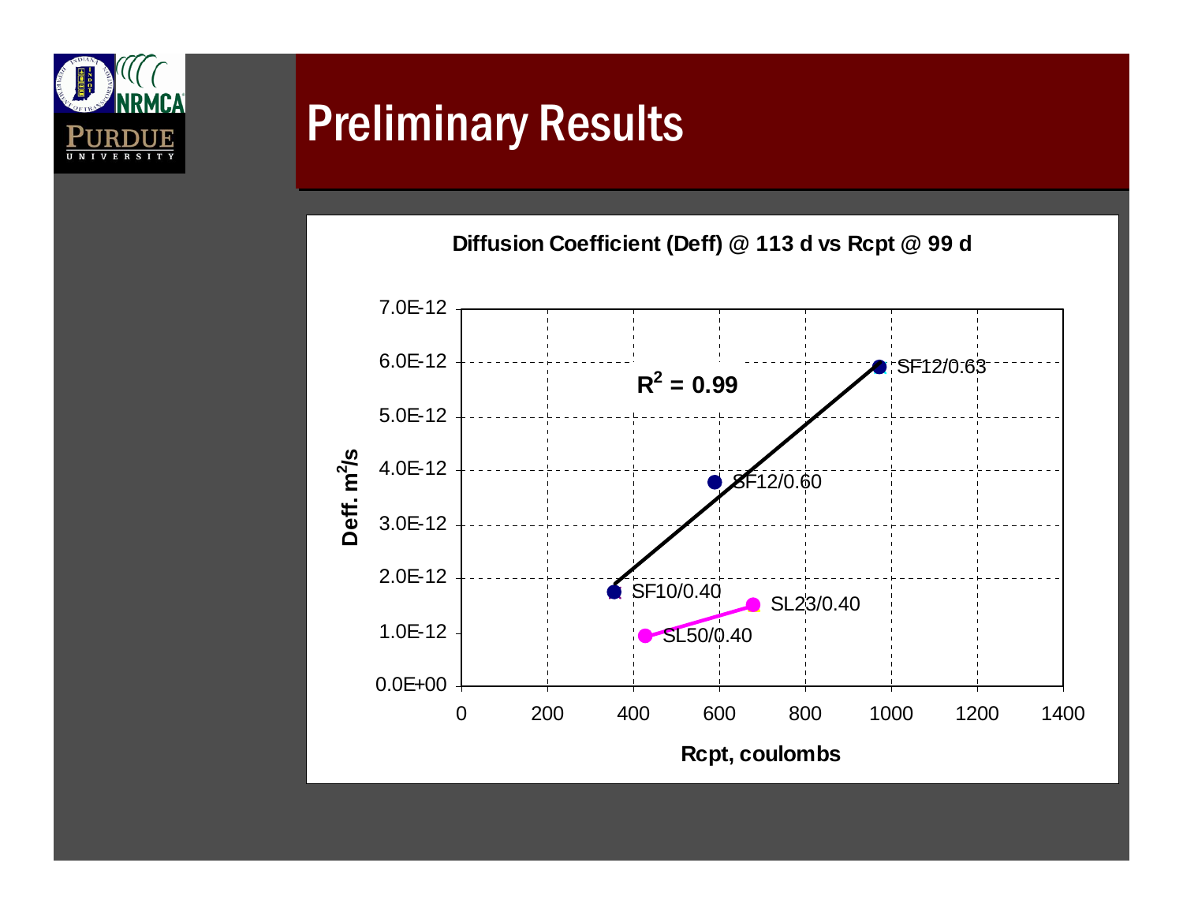# Preliminary Results

**Diffusion Coefficient (Deff) @ 113 d vs Rcpt @ 99 d**

$R^2 = 0.99$

| Series | Rcpt, coulombs (approx.) | Deff, $m^2/s$ (approx.) |
|---|---|---|
| SF10/0.40 | 355 | 1.75E-12 |
| SF12/0.60 | 590 | 3.8E-12 |
| SF12/0.63 | 975 | 5.9E-12 |
| SL50/0.40 | 425 | 0.95E-12 |
| SL23/0.40 | 680 | 1.5E-12 |

Note: values are approximate readings from the plot; $R^2 = 0.99$ refers to the linear fit through the SF data points.

Y-axis: Deff. $m^2/s$ (0.0E+00 to 7.0E-12)

X-axis: Rcpt, coulombs (0 to 1400)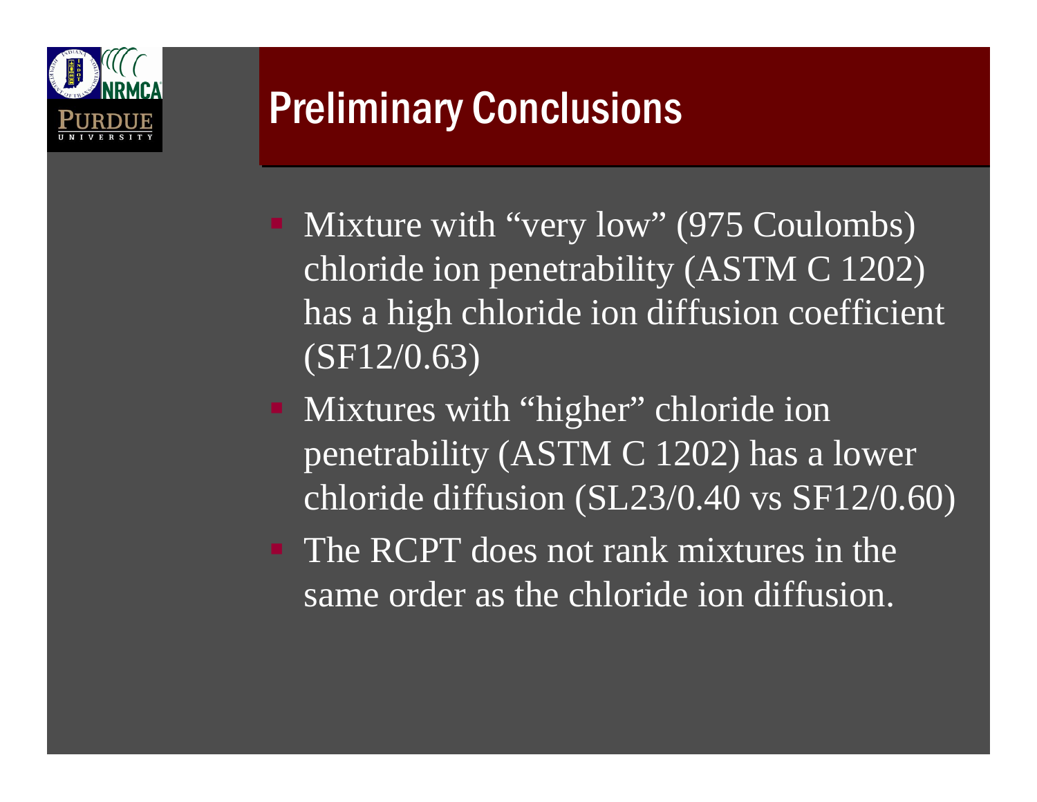## Preliminary Conclusions

- Mixture with "very low" (975 Coulombs) chloride ion penetrability (ASTM C 1202) has a high chloride ion diffusion coefficient (SF12/0.63)
- Mixtures with "higher" chloride ion penetrability (ASTM C 1202) has a lower chloride diffusion (SL23/0.40 vs SF12/0.60)
- The RCPT does not rank mixtures in the same order as the chloride ion diffusion.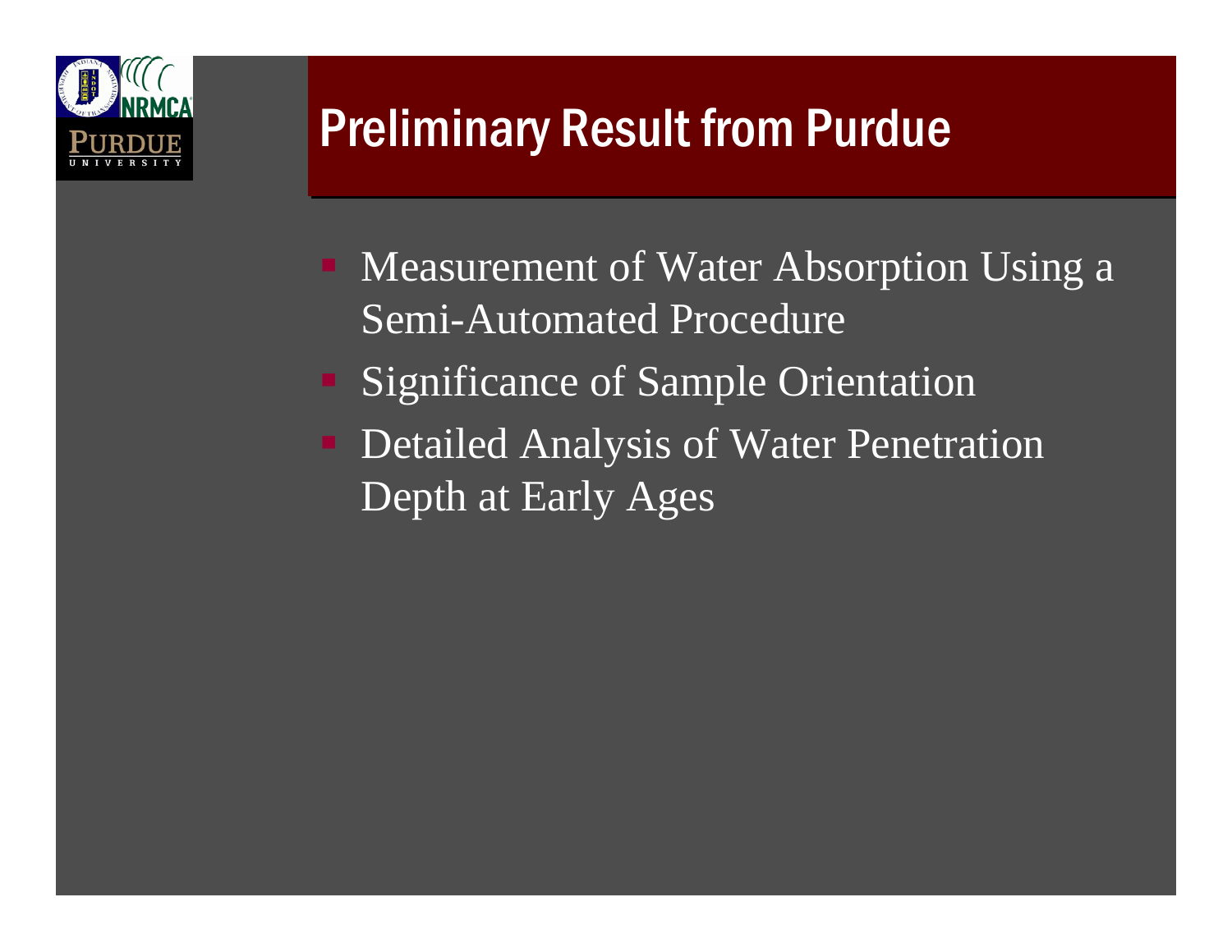# Preliminary Result from Purdue

- Measurement of Water Absorption Using a Semi-Automated Procedure
- Significance of Sample Orientation
- Detailed Analysis of Water Penetration Depth at Early Ages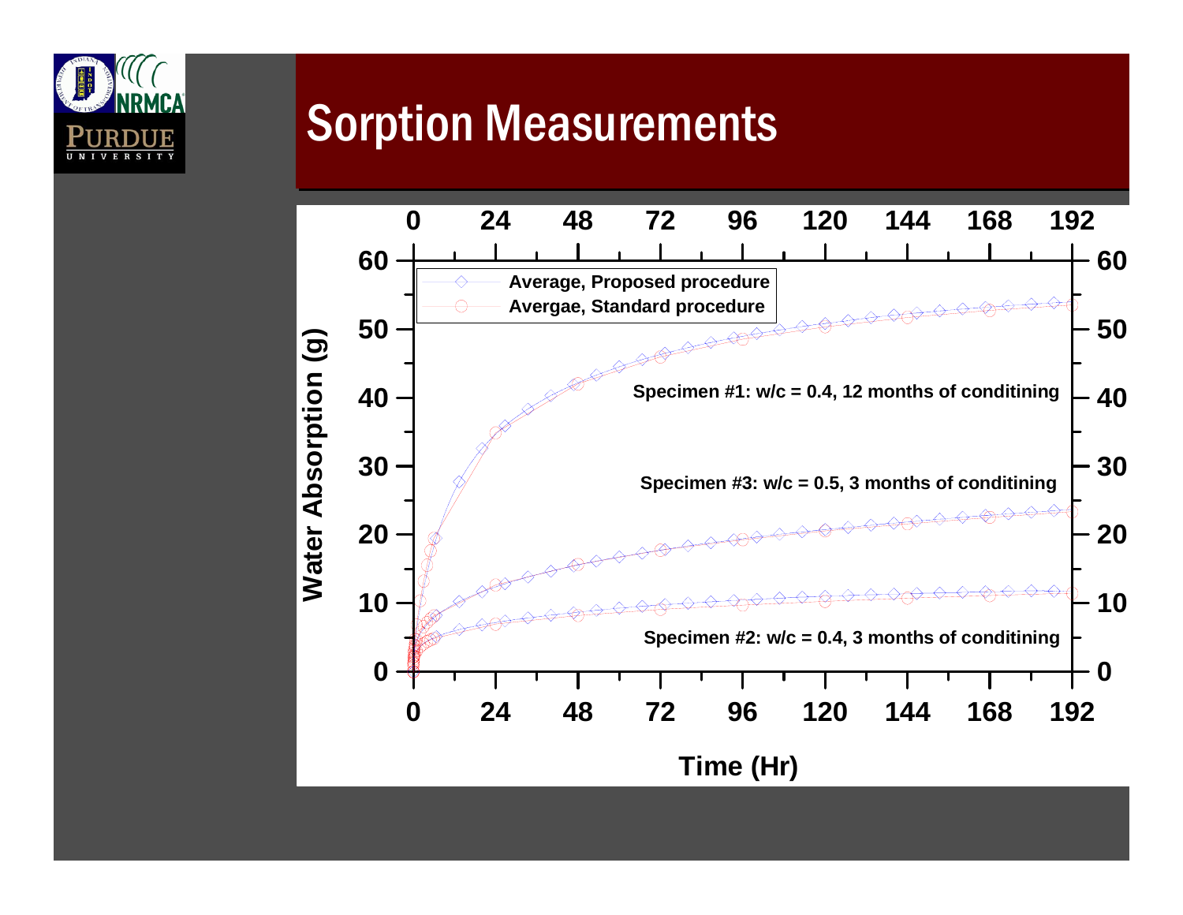# Sorption Measurements

Water Absorption (g)

Time (Hr)

Average, Proposed procedure

Avergae, Standard procedure

Specimen #1: w/c = 0.4, 12 months of conditining

Specimen #3: w/c = 0.5, 3 months of conditining

Specimen #2: w/c = 0.4, 3 months of conditining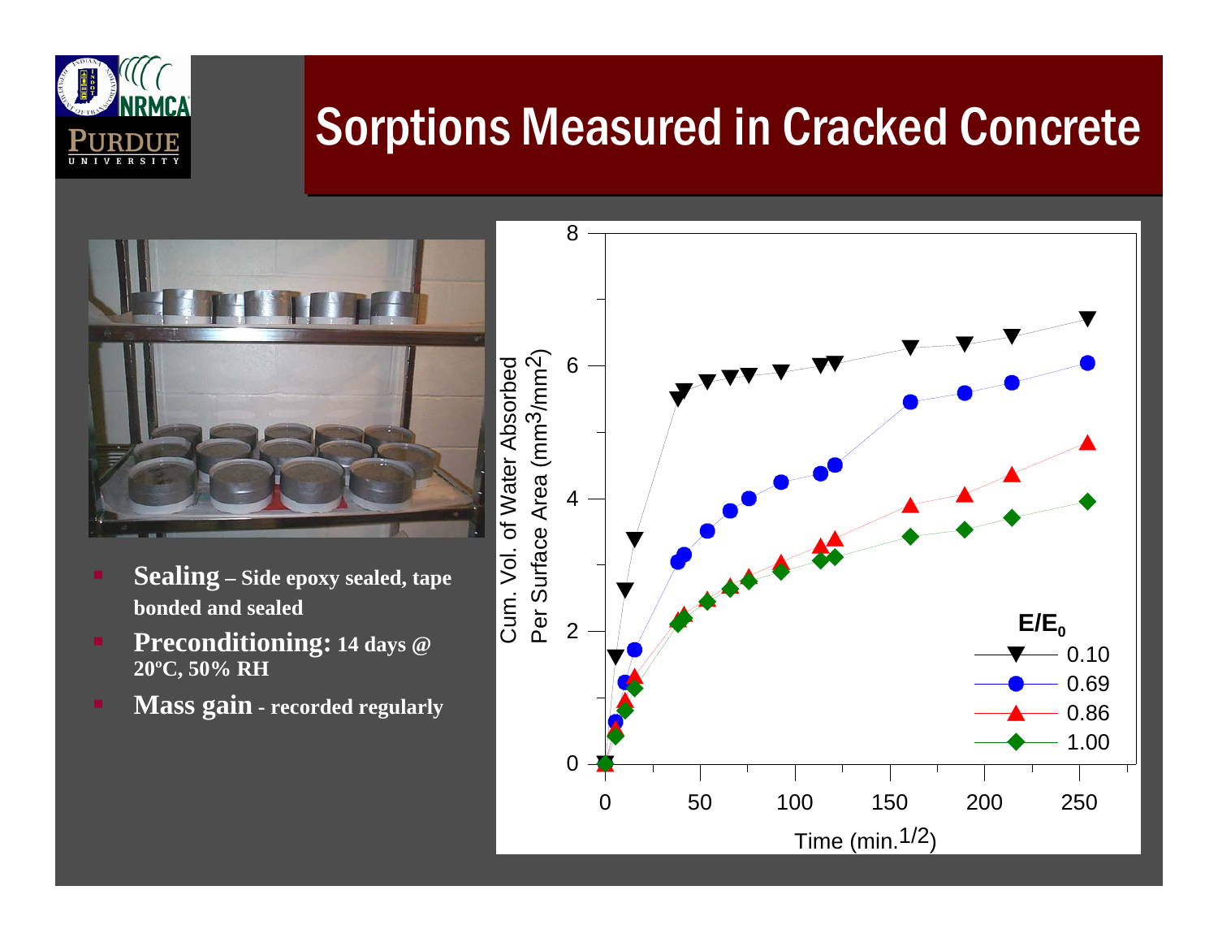# Sorptions Measured in Cracked Concrete

- **Sealing – Side epoxy sealed, tape bonded and sealed**
- **Preconditioning: 14 days @ 20ºC, 50% RH**
- **Mass gain - recorded regularly**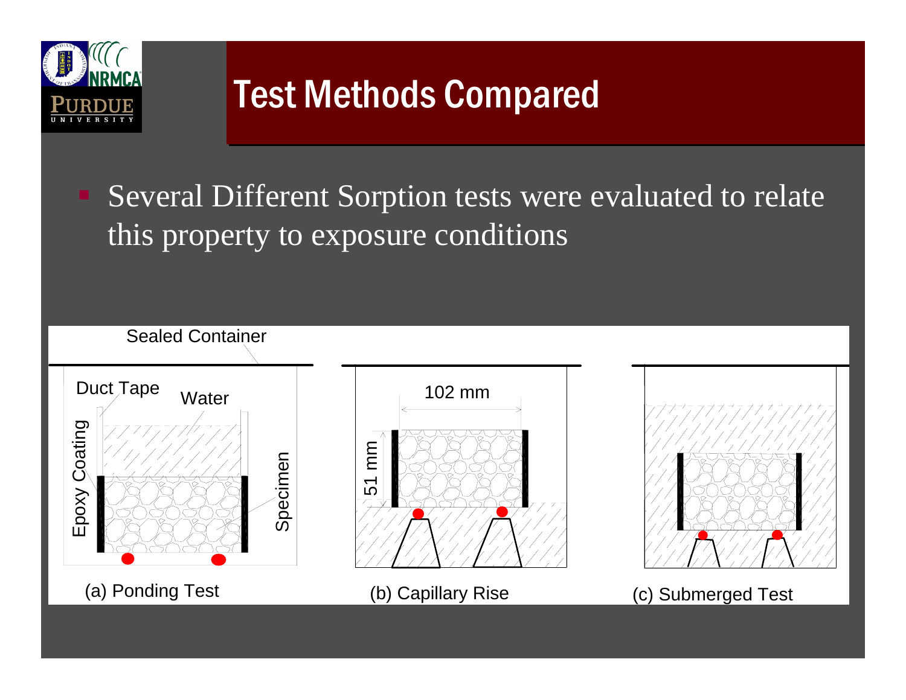# Test Methods Compared

- Several Different Sorption tests were evaluated to relate this property to exposure conditions

Sealed Container

Duct Tape

Water

Epoxy Coating

Specimen

102 mm

51 mm

(a) Ponding Test

(b) Capillary Rise

(c) Submerged Test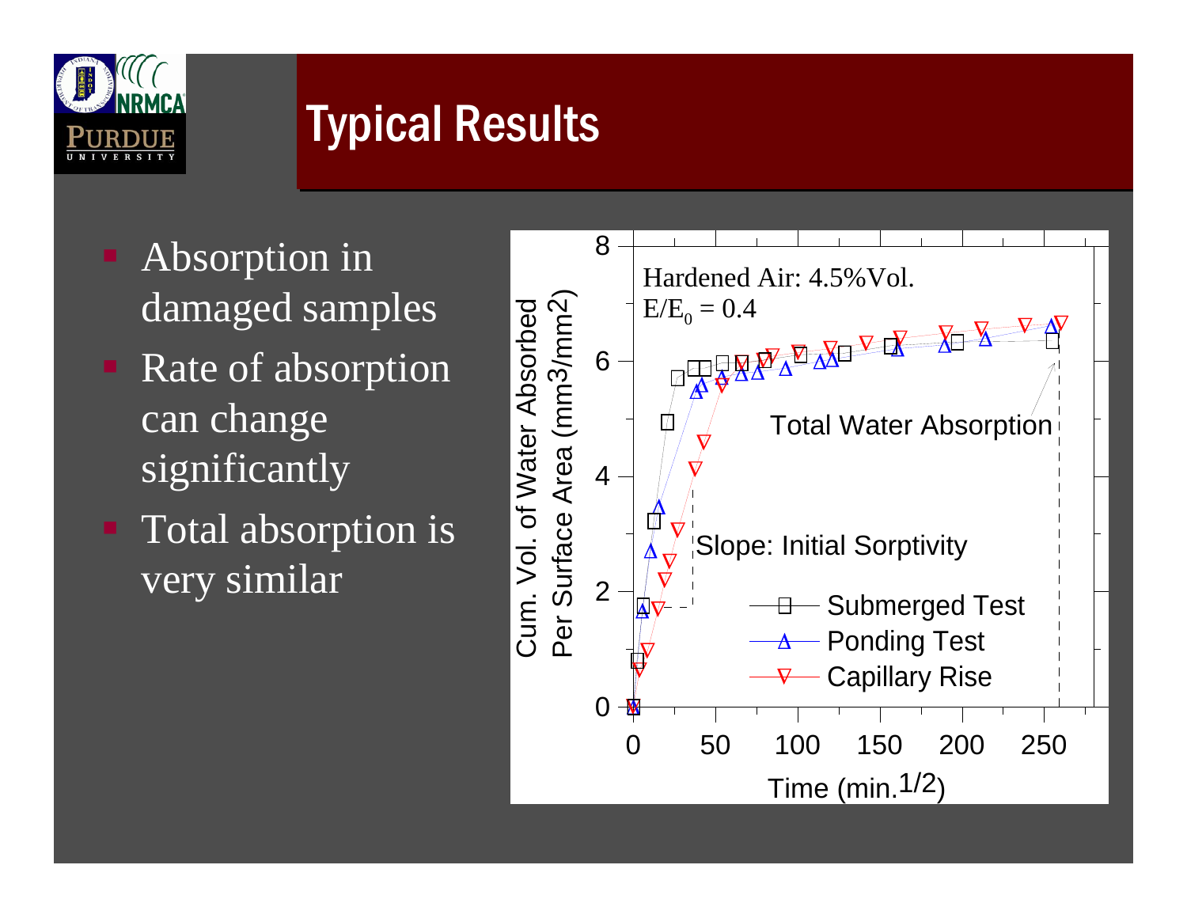# Typical Results

- Absorption in damaged samples
- Rate of absorption can change significantly
- Total absorption is very similar

Hardened Air: 4.5%Vol.
$E/E_0 = 0.4$

Cum. Vol. of Water Absorbed Per Surface Area (mm3/mm2)

Time (min.$^{1/2}$)

Total Water Absorption

Slope: Initial Sorptivity

Submerged Test
Ponding Test
Capillary Rise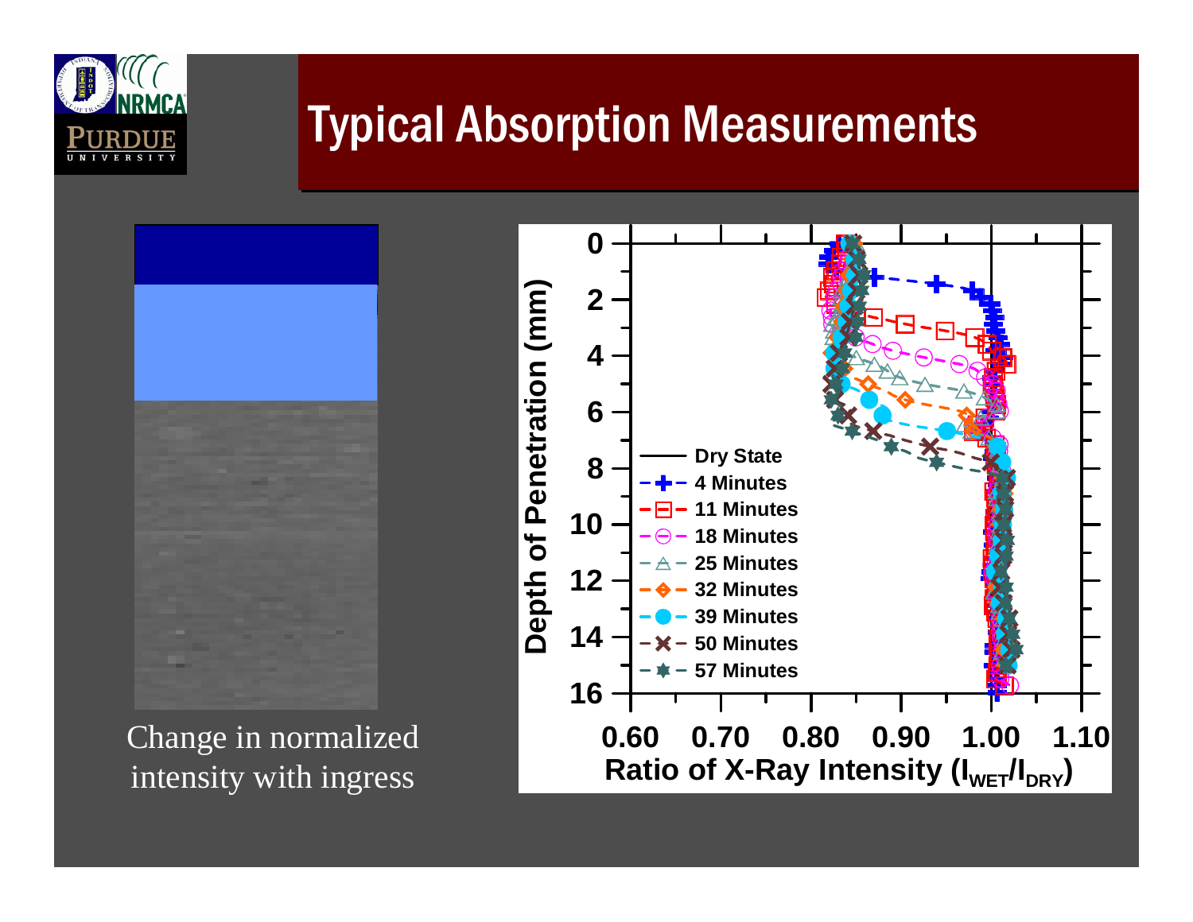# Typical Absorption Measurements

Change in normalized intensity with ingress

Depth of Penetration (mm)

Ratio of X-Ray Intensity ($I_{WET}/I_{DRY}$)

- Dry State
- 4 Minutes
- 11 Minutes
- 18 Minutes
- 25 Minutes
- 32 Minutes
- 39 Minutes
- 50 Minutes
- 57 Minutes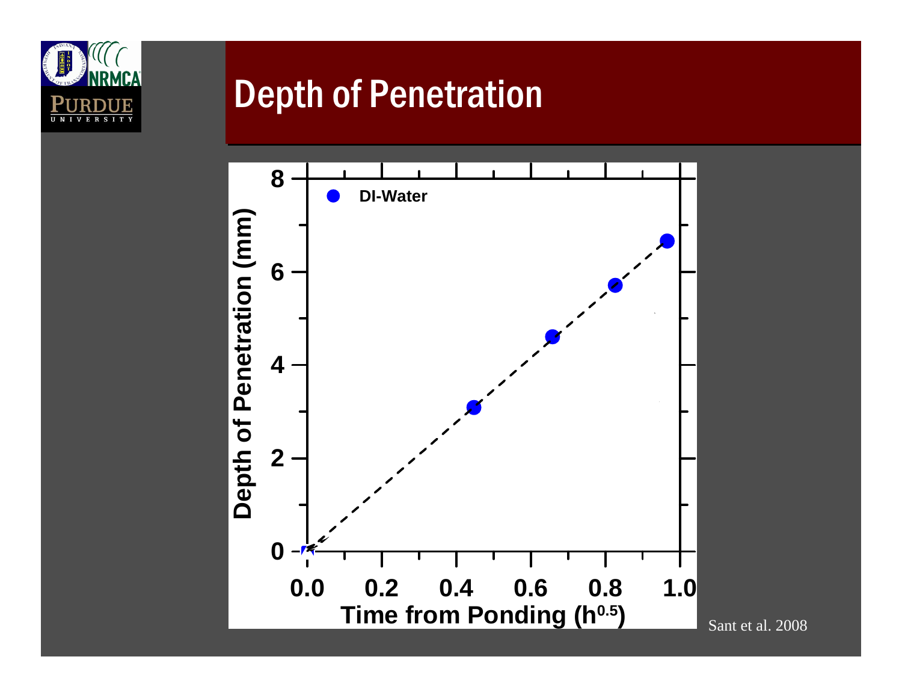# Depth of Penetration

Sant et al. 2008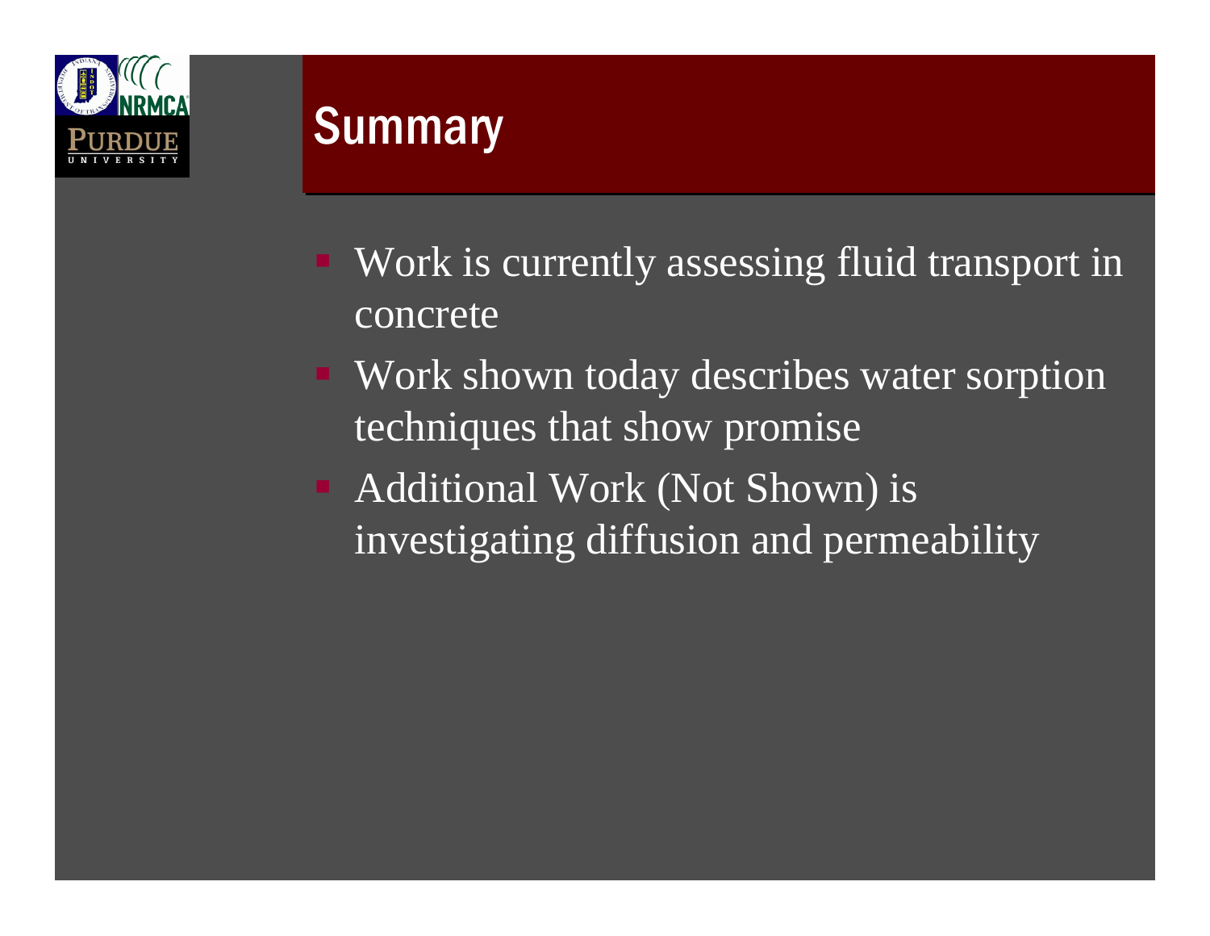# Summary

- Work is currently assessing fluid transport in concrete
- Work shown today describes water sorption techniques that show promise
- Additional Work (Not Shown) is investigating diffusion and permeability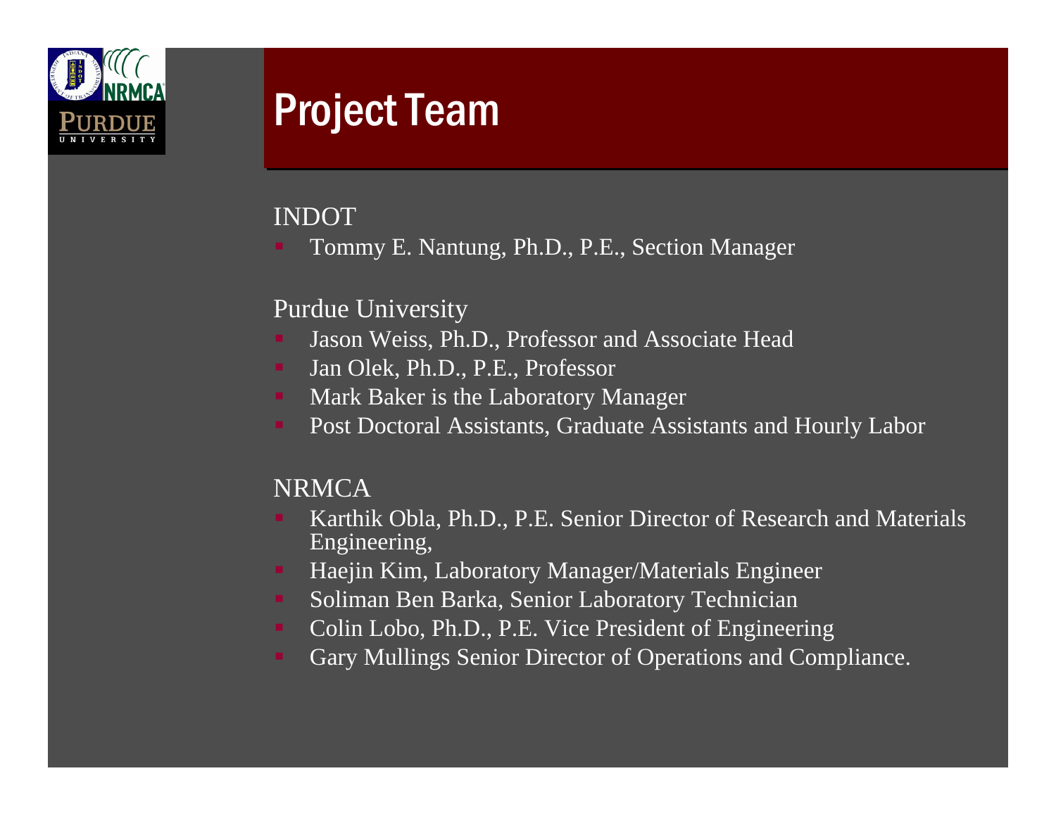# Project Team

INDOT

- Tommy E. Nantung, Ph.D., P.E., Section Manager

Purdue University

- Jason Weiss, Ph.D., Professor and Associate Head
- Jan Olek, Ph.D., P.E., Professor
- Mark Baker is the Laboratory Manager
- Post Doctoral Assistants, Graduate Assistants and Hourly Labor

NRMCA

- Karthik Obla, Ph.D., P.E. Senior Director of Research and Materials Engineering,
- Haejin Kim, Laboratory Manager/Materials Engineer
- Soliman Ben Barka, Senior Laboratory Technician
- Colin Lobo, Ph.D., P.E. Vice President of Engineering
- Gary Mullings Senior Director of Operations and Compliance.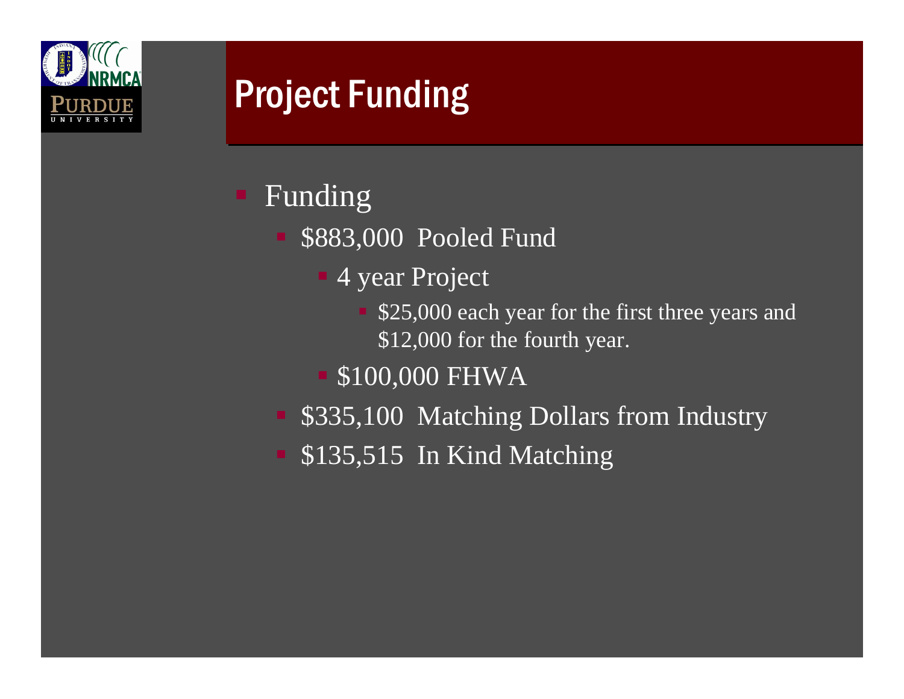# Project Funding

- Funding
  - \$883,000 Pooled Fund
    - 4 year Project
      - \$25,000 each year for the first three years and \$12,000 for the fourth year.
    - \$100,000 FHWA
  - \$335,100 Matching Dollars from Industry
  - \$135,515 In Kind Matching